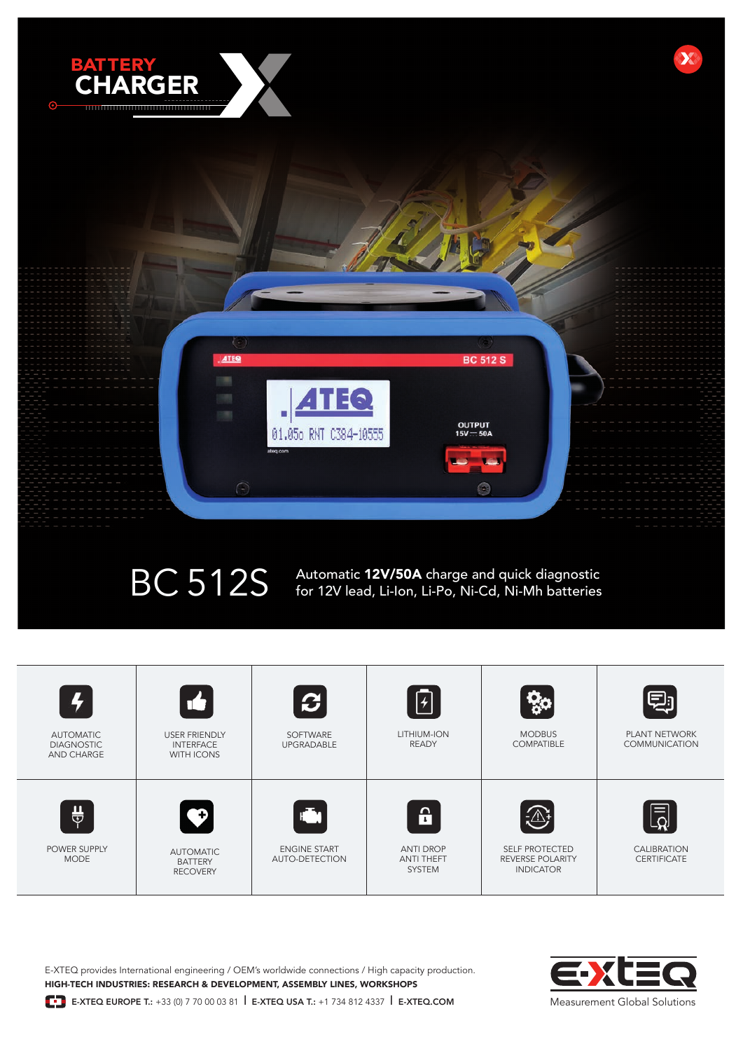# BATTERY CHARGER

# BC 512S

Automatic **12V/50A** charge and quick diagnostic for 12V lead, Li-Ion, Li-Po, Ni-Cd, Ni-Mh batteries

| | | | | | |
|---|---|---|---|---|---|
| AUTOMATIC DIAGNOSTIC AND CHARGE | USER FRIENDLY INTERFACE WITH ICONS | SOFTWARE UPGRADABLE | LITHIUM-ION READY | MODBUS COMPATIBLE | PLANT NETWORK COMMUNICATION |
| POWER SUPPLY MODE | AUTOMATIC BATTERY RECOVERY | ENGINE START AUTO-DETECTION | ANTI DROP ANTI THEFT SYSTEM | SELF PROTECTED REVERSE POLARITY INDICATOR | CALIBRATION CERTIFICATE |

E-XTEQ provides International engineering / OEM's worldwide connections / High capacity production.

**HIGH-TECH INDUSTRIES: RESEARCH & DEVELOPMENT, ASSEMBLY LINES, WORKSHOPS**

**E-XTEQ EUROPE T.:** +33 (0) 7 70 00 03 81 | **E-XTEQ USA T.:** +1 734 812 4337 | **E-XTEQ.COM**

E-XTEQ Measurement Global Solutions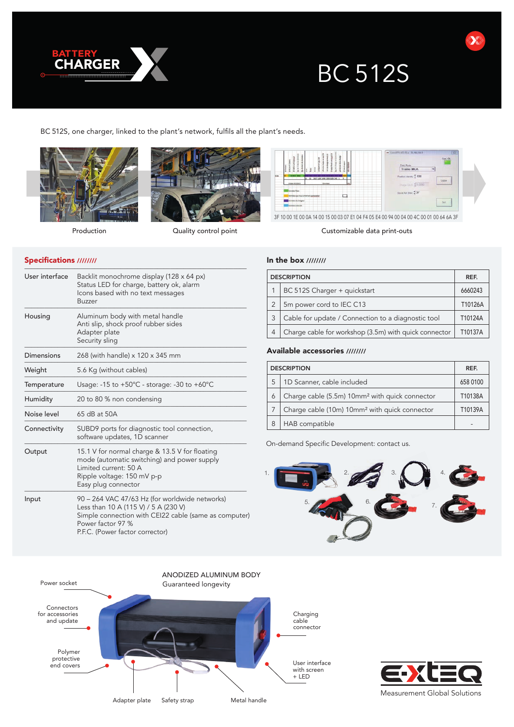# BATTERY CHARGER

# BC 512S

BC 512S, one charger, linked to the plant's network, fulfils all the plant's needs.

Production

Quality control point

3F 10 00 1E 00 0A 14 00 15 00 03 07 E1 04 F4 05 E4 00 94 00 04 00 4C 00 01 00 64 6A 3F

Customizable data print-outs

## Specifications ////////

| | |
|---|---|
| User interface | Backlit monochrome display (128 x 64 px)<br>Status LED for charge, battery ok, alarm<br>Icons based with no text messages<br>Buzzer |
| Housing | Aluminum body with metal handle<br>Anti slip, shock proof rubber sides<br>Adapter plate<br>Security sling |
| Dimensions | 268 (with handle) x 120 x 345 mm |
| Weight | 5.6 Kg (without cables) |
| Temperature | Usage: -15 to +50°C - storage: -30 to +60°C |
| Humidity | 20 to 80 % non condensing |
| Noise level | 65 dB at 50A |
| Connectivity | SUBD9 ports for diagnostic tool connection,<br>software updates, 1D scanner |
| Output | 15.1 V for normal charge & 13.5 V for floating mode (automatic switching) and power supply<br>Limited current: 50 A<br>Ripple voltage: 150 mV p-p<br>Easy plug connector |
| Input | 90 – 264 VAC 47/63 Hz (for worldwide networks)<br>Less than 10 A (115 V) / 5 A (230 V)<br>Simple connection with CEI22 cable (same as computer)<br>Power factor 97 %<br>P.F.C. (Power factor corrector) |

## In the box ////////

| | DESCRIPTION | REF. |
|---|---|---|
| 1 | BC 512S Charger + quickstart | 6660243 |
| 2 | 5m power cord to IEC C13 | T10126A |
| 3 | Cable for update / Connection to a diagnostic tool | T10124A |
| 4 | Charge cable for workshop (3.5m) with quick connector | T10137A |

## Available accessories ////////

| | DESCRIPTION | REF. |
|---|---|---|
| 5 | 1D Scanner, cable included | 658 0100 |
| 6 | Charge cable (5.5m) 10mm² with quick connector | T10138A |
| 7 | Charge cable (10m) 10mm² with quick connector | T10139A |
| 8 | HAB compatible | - |

On-demand Specific Development: contact us.

1. 2. 3. 4. 5. 6. 7.

ANODIZED ALUMINUM BODY
Guaranteed longevity

Power socket

Connectors for accessories and update

Polymer protective end covers

Adapter plate

Safety strap

Metal handle

Charging cable connector

User interface with screen + LED

E-XTEQ
Measurement Global Solutions